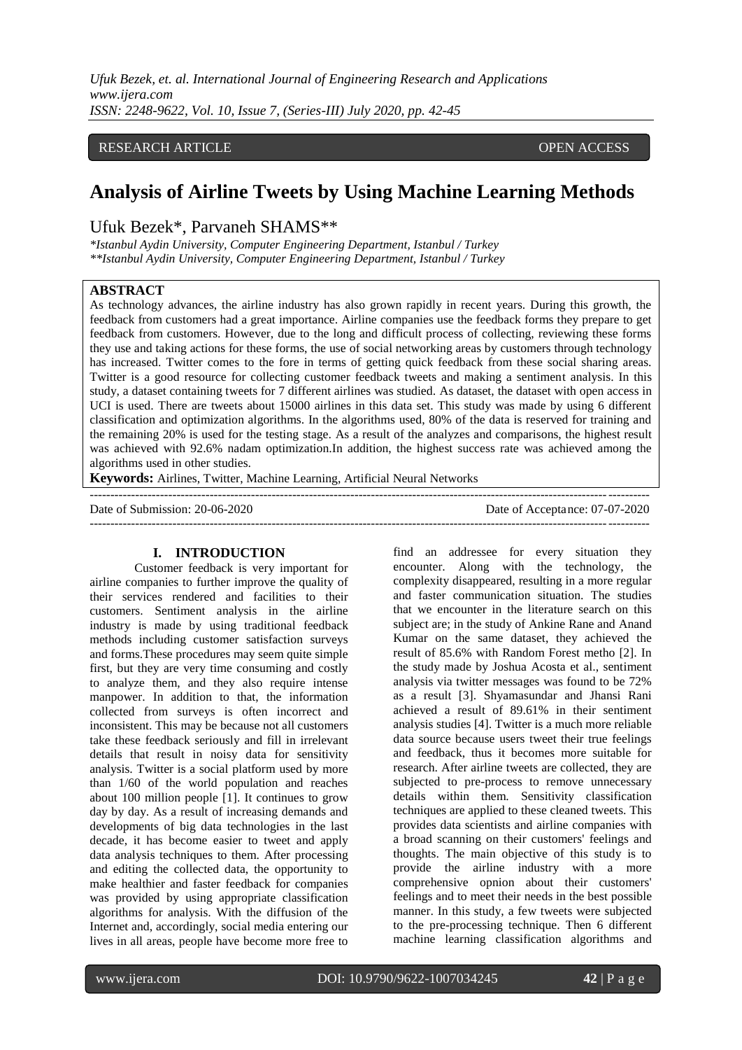RESEARCH ARTICLE OPEN ACCESS

# Analysis of Airline Tweets by Using Machine Learning Methods

Ufuk Bezek*, Parvaneh SHAMS**

*\*Istanbul Aydin University, Computer Engineering Department, Istanbul / Turkey*
*\*\*Istanbul Aydin University, Computer Engineering Department, Istanbul / Turkey*

## ABSTRACT

As technology advances, the airline industry has also grown rapidly in recent years. During this growth, the feedback from customers had a great importance. Airline companies use the feedback forms they prepare to get feedback from customers. However, due to the long and difficult process of collecting, reviewing these forms they use and taking actions for these forms, the use of social networking areas by customers through technology has increased. Twitter comes to the fore in terms of getting quick feedback from these social sharing areas. Twitter is a good resource for collecting customer feedback tweets and making a sentiment analysis. In this study, a dataset containing tweets for 7 different airlines was studied. As dataset, the dataset with open access in UCI is used. There are tweets about 15000 airlines in this data set. This study was made by using 6 different classification and optimization algorithms. In the algorithms used, 80% of the data is reserved for training and the remaining 20% is used for the testing stage. As a result of the analyzes and comparisons, the highest result was achieved with 92.6% nadam optimization.In addition, the highest success rate was achieved among the algorithms used in other studies.

**Keywords:** Airlines, Twitter, Machine Learning, Artificial Neural Networks

Date of Submission: 20-06-2020 Date of Acceptance: 07-07-2020

## I. INTRODUCTION

Customer feedback is very important for airline companies to further improve the quality of their services rendered and facilities to their customers. Sentiment analysis in the airline industry is made by using traditional feedback methods including customer satisfaction surveys and forms.These procedures may seem quite simple first, but they are very time consuming and costly to analyze them, and they also require intense manpower. In addition to that, the information collected from surveys is often incorrect and inconsistent. This may be because not all customers take these feedback seriously and fill in irrelevant details that result in noisy data for sensitivity analysis. Twitter is a social platform used by more than 1/60 of the world population and reaches about 100 million people [1]. It continues to grow day by day. As a result of increasing demands and developments of big data technologies in the last decade, it has become easier to tweet and apply data analysis techniques to them. After processing and editing the collected data, the opportunity to make healthier and faster feedback for companies was provided by using appropriate classification algorithms for analysis. With the diffusion of the Internet and, accordingly, social media entering our lives in all areas, people have become more free to find an addressee for every situation they encounter. Along with the technology, the complexity disappeared, resulting in a more regular and faster communication situation. The studies that we encounter in the literature search on this subject are; in the study of Ankine Rane and Anand Kumar on the same dataset, they achieved the result of 85.6% with Random Forest metho [2]. In the study made by Joshua Acosta et al., sentiment analysis via twitter messages was found to be 72% as a result [3]. Shyamasundar and Jhansi Rani achieved a result of 89.61% in their sentiment analysis studies [4]. Twitter is a much more reliable data source because users tweet their true feelings and feedback, thus it becomes more suitable for research. After airline tweets are collected, they are subjected to pre-process to remove unnecessary details within them. Sensitivity classification techniques are applied to these cleaned tweets. This provides data scientists and airline companies with a broad scanning on their customers' feelings and thoughts. The main objective of this study is to provide the airline industry with a more comprehensive opnion about their customers' feelings and to meet their needs in the best possible manner. In this study, a few tweets were subjected to the pre-processing technique. Then 6 different machine learning classification algorithms and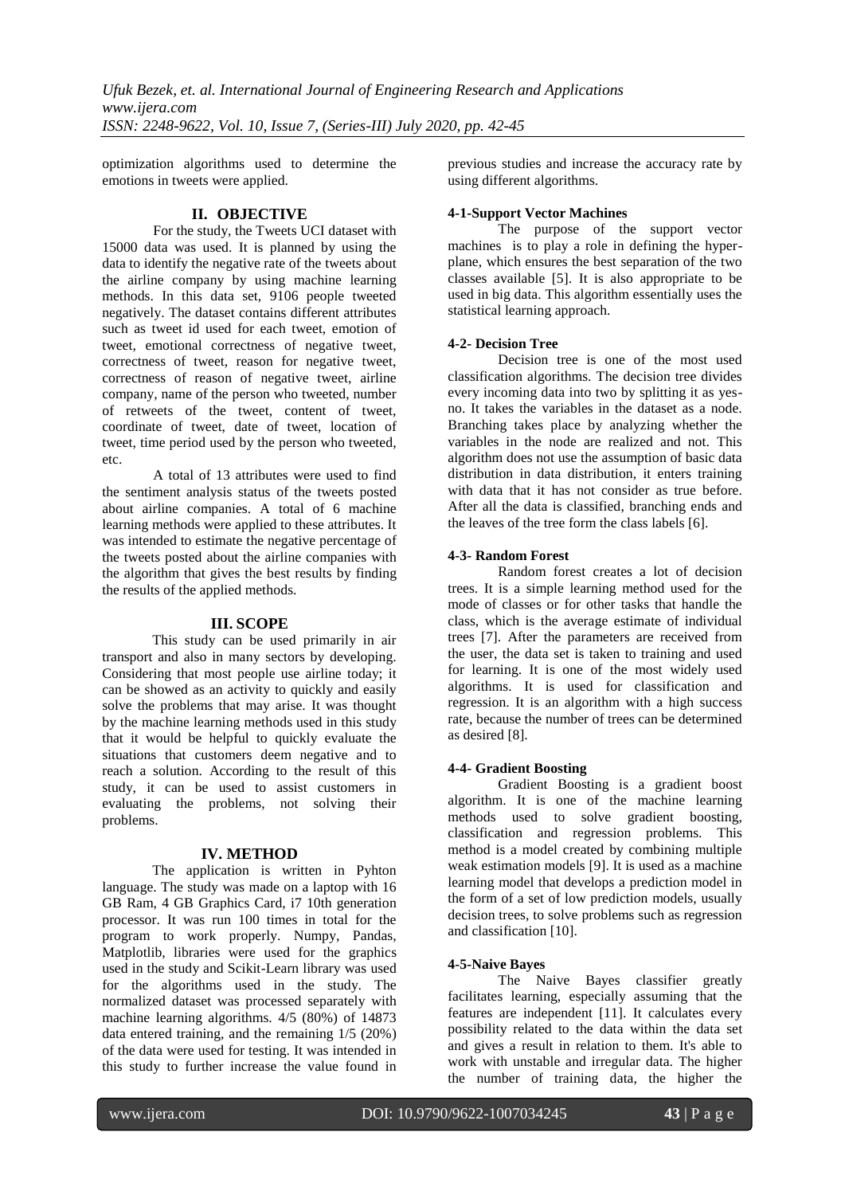optimization algorithms used to determine the emotions in tweets were applied.

## II. OBJECTIVE

For the study, the Tweets UCI dataset with 15000 data was used. It is planned by using the data to identify the negative rate of the tweets about the airline company by using machine learning methods. In this data set, 9106 people tweeted negatively. The dataset contains different attributes such as tweet id used for each tweet, emotion of tweet, emotional correctness of negative tweet, correctness of tweet, reason for negative tweet, correctness of reason of negative tweet, airline company, name of the person who tweeted, number of retweets of the tweet, content of tweet, coordinate of tweet, date of tweet, location of tweet, time period used by the person who tweeted, etc.

A total of 13 attributes were used to find the sentiment analysis status of the tweets posted about airline companies. A total of 6 machine learning methods were applied to these attributes. It was intended to estimate the negative percentage of the tweets posted about the airline companies with the algorithm that gives the best results by finding the results of the applied methods.

## III. SCOPE

This study can be used primarily in air transport and also in many sectors by developing. Considering that most people use airline today; it can be showed as an activity to quickly and easily solve the problems that may arise. It was thought by the machine learning methods used in this study that it would be helpful to quickly evaluate the situations that customers deem negative and to reach a solution. According to the result of this study, it can be used to assist customers in evaluating the problems, not solving their problems.

## IV. METHOD

The application is written in Pyhton language. The study was made on a laptop with 16 GB Ram, 4 GB Graphics Card, i7 10th generation processor. It was run 100 times in total for the program to work properly. Numpy, Pandas, Matplotlib, libraries were used for the graphics used in the study and Scikit-Learn library was used for the algorithms used in the study. The normalized dataset was processed separately with machine learning algorithms. 4/5 (80%) of 14873 data entered training, and the remaining 1/5 (20%) of the data were used for testing. It was intended in this study to further increase the value found in previous studies and increase the accuracy rate by using different algorithms.

### 4-1-Support Vector Machines

The purpose of the support vector machines is to play a role in defining the hyper-plane, which ensures the best separation of the two classes available [5]. It is also appropriate to be used in big data. This algorithm essentially uses the statistical learning approach.

### 4-2- Decision Tree

Decision tree is one of the most used classification algorithms. The decision tree divides every incoming data into two by splitting it as yes-no. It takes the variables in the dataset as a node. Branching takes place by analyzing whether the variables in the node are realized and not. This algorithm does not use the assumption of basic data distribution in data distribution, it enters training with data that it has not consider as true before. After all the data is classified, branching ends and the leaves of the tree form the class labels [6].

### 4-3- Random Forest

Random forest creates a lot of decision trees. It is a simple learning method used for the mode of classes or for other tasks that handle the class, which is the average estimate of individual trees [7]. After the parameters are received from the user, the data set is taken to training and used for learning. It is one of the most widely used algorithms. It is used for classification and regression. It is an algorithm with a high success rate, because the number of trees can be determined as desired [8].

### 4-4- Gradient Boosting

Gradient Boosting is a gradient boost algorithm. It is one of the machine learning methods used to solve gradient boosting, classification and regression problems. This method is a model created by combining multiple weak estimation models [9]. It is used as a machine learning model that develops a prediction model in the form of a set of low prediction models, usually decision trees, to solve problems such as regression and classification [10].

### 4-5-Naive Bayes

The Naive Bayes classifier greatly facilitates learning, especially assuming that the features are independent [11]. It calculates every possibility related to the data within the data set and gives a result in relation to them. It's able to work with unstable and irregular data. The higher the number of training data, the higher the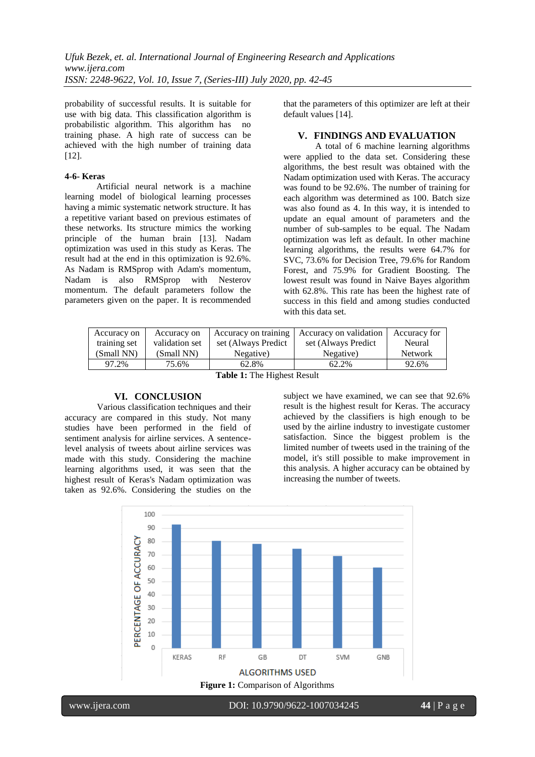probability of successful results. It is suitable for use with big data. This classification algorithm is probabilistic algorithm. This algorithm has no training phase. A high rate of success can be achieved with the high number of training data [12].

### 4-6- Keras

Artificial neural network is a machine learning model of biological learning processes having a mimic systematic network structure. It has a repetitive variant based on previous estimates of these networks. Its structure mimics the working principle of the human brain [13]. Nadam optimization was used in this study as Keras. The result had at the end in this optimization is 92.6%. As Nadam is RMSprop with Adam's momentum, Nadam is also RMSprop with Nesterov momentum. The default parameters follow the parameters given on the paper. It is recommended that the parameters of this optimizer are left at their default values [14].

## V. FINDINGS AND EVALUATION

A total of 6 machine learning algorithms were applied to the data set. Considering these algorithms, the best result was obtained with the Nadam optimization used with Keras. The accuracy was found to be 92.6%. The number of training for each algorithm was determined as 100. Batch size was also found as 4. In this way, it is intended to update an equal amount of parameters and the number of sub-samples to be equal. The Nadam optimization was left as default. In other machine learning algorithms, the results were 64.7% for SVC, 73.6% for Decision Tree, 79.6% for Random Forest, and 75.9% for Gradient Boosting. The lowest result was found in Naive Bayes algorithm with 62.8%. This rate has been the highest rate of success in this field and among studies conducted with this data set.

| Accuracy on training set (Small NN) | Accuracy on validation set (Small NN) | Accuracy on training set (Always Predict Negative) | Accuracy on validation set (Always Predict Negative) | Accuracy for Neural Network |
|---|---|---|---|---|
| 97.2% | 75.6% | 62.8% | 62.2% | 92.6% |

**Table 1:** The Highest Result

## VI. CONCLUSION

Various classification techniques and their accuracy are compared in this study. Not many studies have been performed in the field of sentiment analysis for airline services. A sentence-level analysis of tweets about airline services was made with this study. Considering the machine learning algorithms used, it was seen that the highest result of Keras's Nadam optimization was taken as 92.6%. Considering the studies on the subject we have examined, we can see that 92.6% result is the highest result for Keras. The accuracy achieved by the classifiers is high enough to be used by the airline industry to investigate customer satisfaction. Since the biggest problem is the limited number of tweets used in the training of the model, it's still possible to make improvement in this analysis. A higher accuracy can be obtained by increasing the number of tweets.

**Figure 1:** Comparison of Algorithms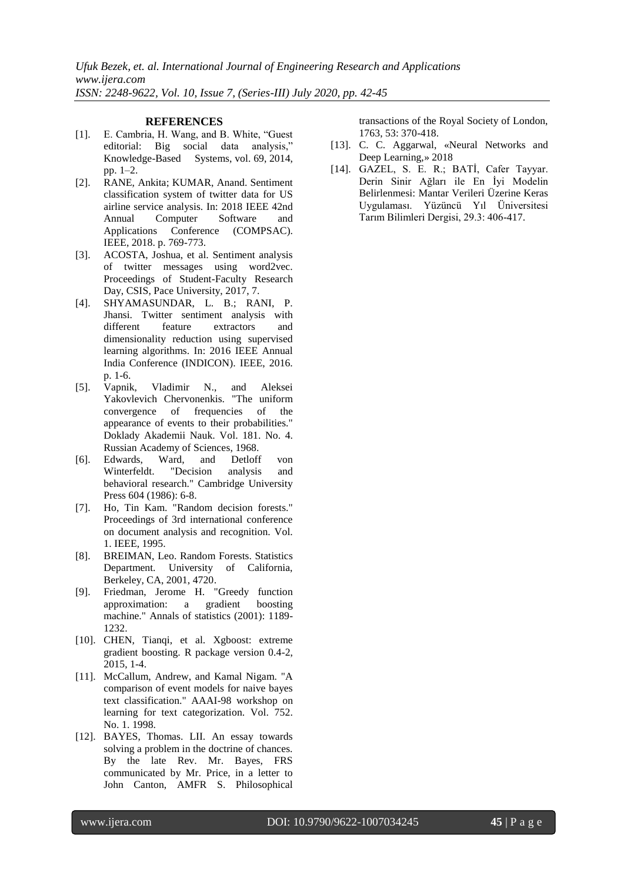## REFERENCES

[1]. E. Cambria, H. Wang, and B. White, "Guest editorial: Big social data analysis," Knowledge-Based Systems, vol. 69, 2014, pp. 1–2.

[2]. RANE, Ankita; KUMAR, Anand. Sentiment classification system of twitter data for US airline service analysis. In: 2018 IEEE 42nd Annual Computer Software and Applications Conference (COMPSAC). IEEE, 2018. p. 769-773.

[3]. ACOSTA, Joshua, et al. Sentiment analysis of twitter messages using word2vec. Proceedings of Student-Faculty Research Day, CSIS, Pace University, 2017, 7.

[4]. SHYAMASUNDAR, L. B.; RANI, P. Jhansi. Twitter sentiment analysis with different feature extractors and dimensionality reduction using supervised learning algorithms. In: 2016 IEEE Annual India Conference (INDICON). IEEE, 2016. p. 1-6.

[5]. Vapnik, Vladimir N., and Aleksei Yakovlevich Chervonenkis. "The uniform convergence of frequencies of the appearance of events to their probabilities." Doklady Akademii Nauk. Vol. 181. No. 4. Russian Academy of Sciences, 1968.

[6]. Edwards, Ward, and Detloff von Winterfeldt. "Decision analysis and behavioral research." Cambridge University Press 604 (1986): 6-8.

[7]. Ho, Tin Kam. "Random decision forests." Proceedings of 3rd international conference on document analysis and recognition. Vol. 1. IEEE, 1995.

[8]. BREIMAN, Leo. Random Forests. Statistics Department. University of California, Berkeley, CA, 2001, 4720.

[9]. Friedman, Jerome H. "Greedy function approximation: a gradient boosting machine." Annals of statistics (2001): 1189-1232.

[10]. CHEN, Tianqi, et al. Xgboost: extreme gradient boosting. R package version 0.4-2, 2015, 1-4.

[11]. McCallum, Andrew, and Kamal Nigam. "A comparison of event models for naive bayes text classification." AAAI-98 workshop on learning for text categorization. Vol. 752. No. 1. 1998.

[12]. BAYES, Thomas. LII. An essay towards solving a problem in the doctrine of chances. By the late Rev. Mr. Bayes, FRS communicated by Mr. Price, in a letter to John Canton, AMFR S. Philosophical transactions of the Royal Society of London, 1763, 53: 370-418.

[13]. C. C. Aggarwal, «Neural Networks and Deep Learning,» 2018

[14]. GAZEL, S. E. R.; BATİ, Cafer Tayyar. Derin Sinir Ağları ile En İyi Modelin Belirlenmesi: Mantar Verileri Üzerine Keras Uygulaması. Yüzüncü Yıl Üniversitesi Tarım Bilimleri Dergisi, 29.3: 406-417.